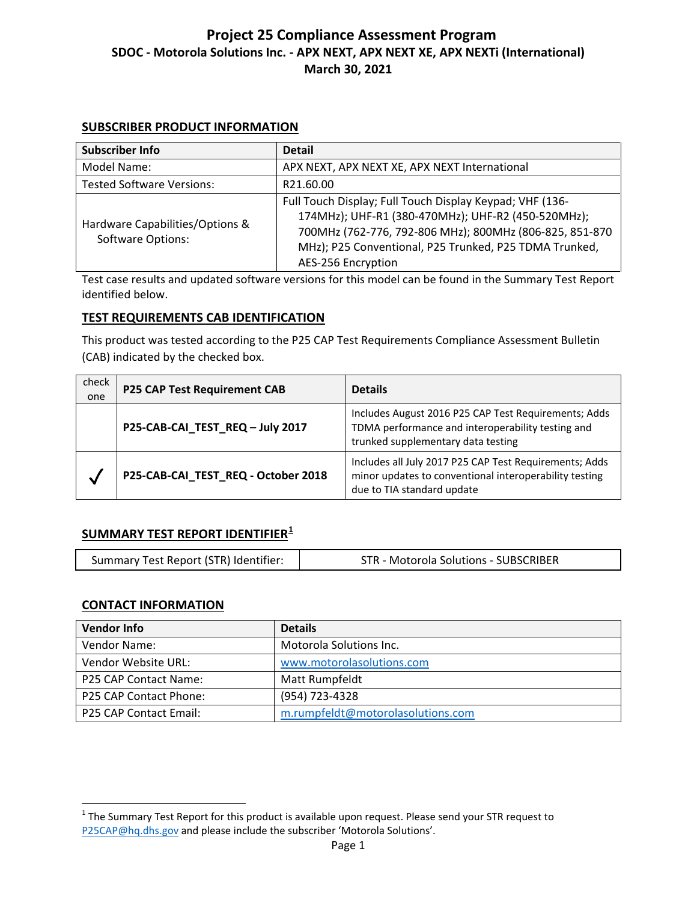# Project 25 Compliance Assessment Program

## SDOC - Motorola Solutions Inc. - APX NEXT, APX NEXT XE, APX NEXTi (International)

## March 30, 2021

### SUBSCRIBER PRODUCT INFORMATION

| Subscriber Info | Detail |
|---|---|
| Model Name: | APX NEXT, APX NEXT XE, APX NEXT International |
| Tested Software Versions: | R21.60.00 |
| Hardware Capabilities/Options & Software Options: | Full Touch Display; Full Touch Display Keypad; VHF (136-174MHz); UHF-R1 (380-470MHz); UHF-R2 (450-520MHz); 700MHz (762-776, 792-806 MHz); 800MHz (806-825, 851-870 MHz); P25 Conventional, P25 Trunked, P25 TDMA Trunked, AES-256 Encryption |

Test case results and updated software versions for this model can be found in the Summary Test Report identified below.

### TEST REQUIREMENTS CAB IDENTIFICATION

This product was tested according to the P25 CAP Test Requirements Compliance Assessment Bulletin (CAB) indicated by the checked box.

| check one | P25 CAP Test Requirement CAB | Details |
|---|---|---|
| | **P25-CAB-CAI_TEST_REQ – July 2017** | Includes August 2016 P25 CAP Test Requirements; Adds TDMA performance and interoperability testing and trunked supplementary data testing |
| ✓ | **P25-CAB-CAI_TEST_REQ - October 2018** | Includes all July 2017 P25 CAP Test Requirements; Adds minor updates to conventional interoperability testing due to TIA standard update |

### SUMMARY TEST REPORT IDENTIFIER[1]

| Summary Test Report (STR) Identifier: | STR - Motorola Solutions - SUBSCRIBER |
|---|---|

### CONTACT INFORMATION

| Vendor Info | Details |
|---|---|
| Vendor Name: | Motorola Solutions Inc. |
| Vendor Website URL: | www.motorolasolutions.com |
| P25 CAP Contact Name: | Matt Rumpfeldt |
| P25 CAP Contact Phone: | (954) 723-4328 |
| P25 CAP Contact Email: | m.rumpfeldt@motorolasolutions.com |

[1] The Summary Test Report for this product is available upon request. Please send your STR request to P25CAP@hq.dhs.gov and please include the subscriber 'Motorola Solutions'.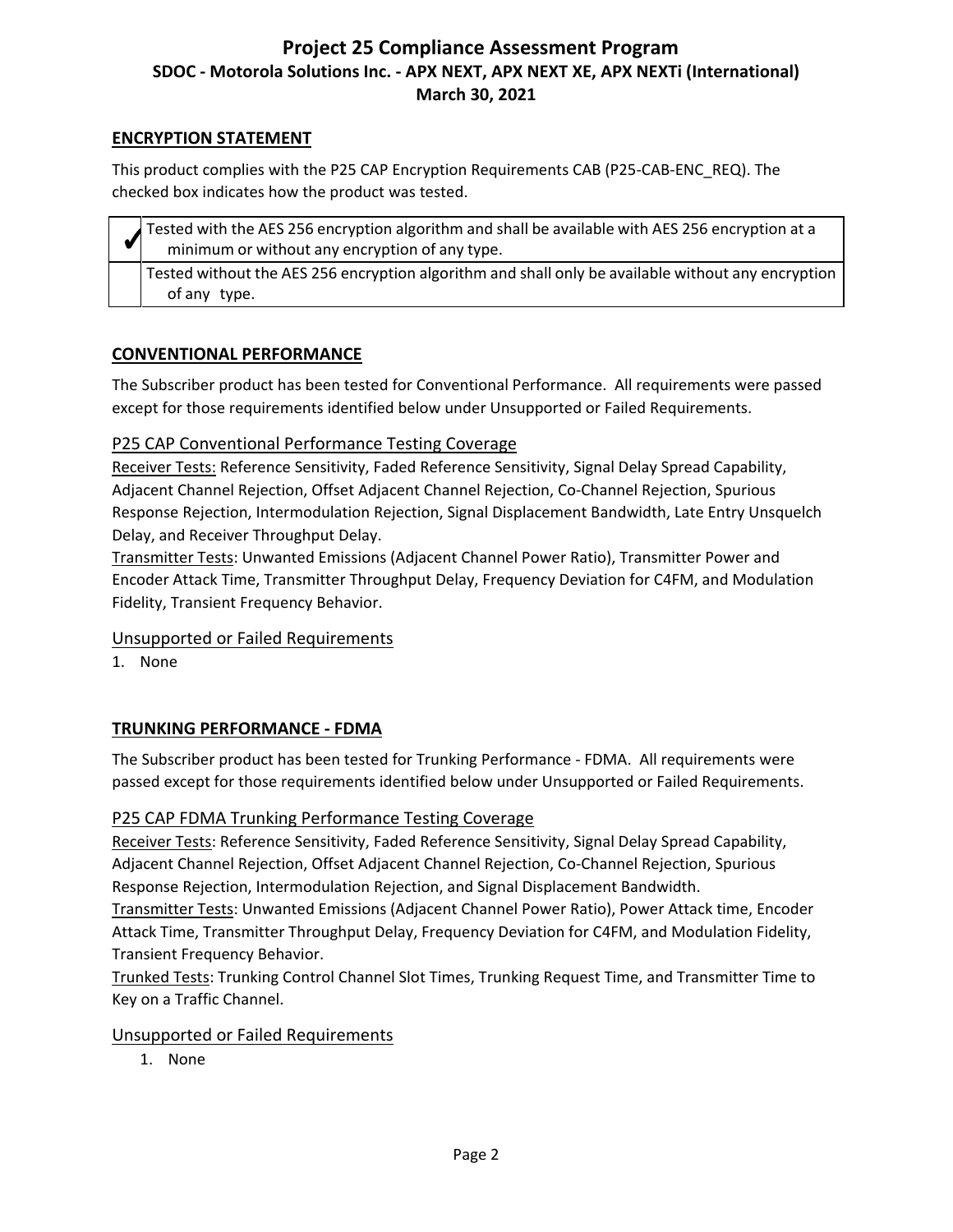## ENCRYPTION STATEMENT

This product complies with the P25 CAP Encryption Requirements CAB (P25-CAB-ENC_REQ). The checked box indicates how the product was tested.

| | |
|---|---|
| ✔ | Tested with the AES 256 encryption algorithm and shall be available with AES 256 encryption at a minimum or without any encryption of any type. |
| | Tested without the AES 256 encryption algorithm and shall only be available without any encryption of any type. |

## CONVENTIONAL PERFORMANCE

The Subscriber product has been tested for Conventional Performance. All requirements were passed except for those requirements identified below under Unsupported or Failed Requirements.

### P25 CAP Conventional Performance Testing Coverage

Receiver Tests: Reference Sensitivity, Faded Reference Sensitivity, Signal Delay Spread Capability, Adjacent Channel Rejection, Offset Adjacent Channel Rejection, Co-Channel Rejection, Spurious Response Rejection, Intermodulation Rejection, Signal Displacement Bandwidth, Late Entry Unsquelch Delay, and Receiver Throughput Delay.

Transmitter Tests: Unwanted Emissions (Adjacent Channel Power Ratio), Transmitter Power and Encoder Attack Time, Transmitter Throughput Delay, Frequency Deviation for C4FM, and Modulation Fidelity, Transient Frequency Behavior.

### Unsupported or Failed Requirements

1. None

## TRUNKING PERFORMANCE - FDMA

The Subscriber product has been tested for Trunking Performance - FDMA. All requirements were passed except for those requirements identified below under Unsupported or Failed Requirements.

### P25 CAP FDMA Trunking Performance Testing Coverage

Receiver Tests: Reference Sensitivity, Faded Reference Sensitivity, Signal Delay Spread Capability, Adjacent Channel Rejection, Offset Adjacent Channel Rejection, Co-Channel Rejection, Spurious Response Rejection, Intermodulation Rejection, and Signal Displacement Bandwidth.

Transmitter Tests: Unwanted Emissions (Adjacent Channel Power Ratio), Power Attack time, Encoder Attack Time, Transmitter Throughput Delay, Frequency Deviation for C4FM, and Modulation Fidelity, Transient Frequency Behavior.

Trunked Tests: Trunking Control Channel Slot Times, Trunking Request Time, and Transmitter Time to Key on a Traffic Channel.

### Unsupported or Failed Requirements

1. None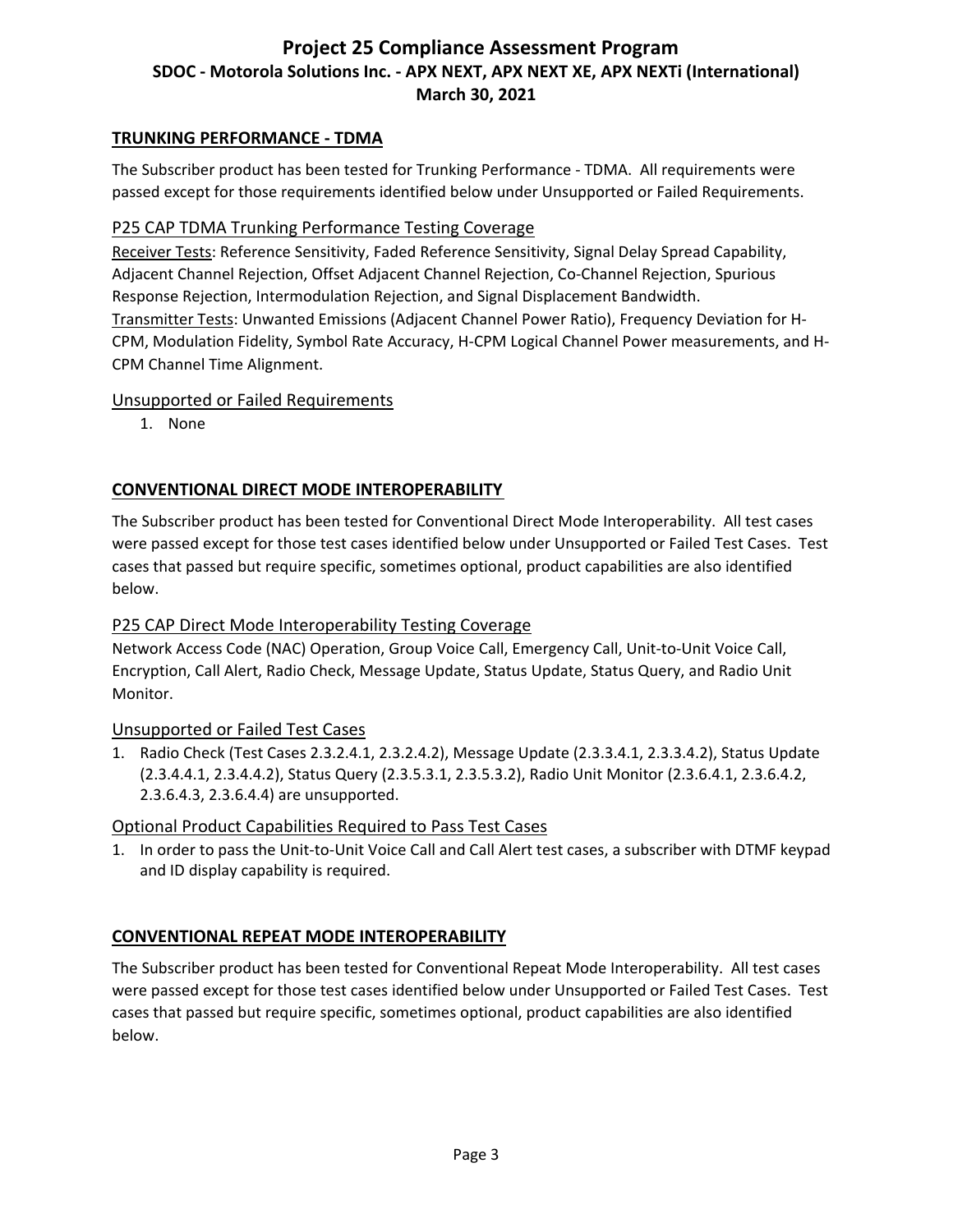## TRUNKING PERFORMANCE - TDMA

The Subscriber product has been tested for Trunking Performance - TDMA. All requirements were passed except for those requirements identified below under Unsupported or Failed Requirements.

### P25 CAP TDMA Trunking Performance Testing Coverage

Receiver Tests: Reference Sensitivity, Faded Reference Sensitivity, Signal Delay Spread Capability, Adjacent Channel Rejection, Offset Adjacent Channel Rejection, Co-Channel Rejection, Spurious Response Rejection, Intermodulation Rejection, and Signal Displacement Bandwidth.
Transmitter Tests: Unwanted Emissions (Adjacent Channel Power Ratio), Frequency Deviation for H-CPM, Modulation Fidelity, Symbol Rate Accuracy, H-CPM Logical Channel Power measurements, and H-CPM Channel Time Alignment.

### Unsupported or Failed Requirements

1. None

## CONVENTIONAL DIRECT MODE INTEROPERABILITY

The Subscriber product has been tested for Conventional Direct Mode Interoperability. All test cases were passed except for those test cases identified below under Unsupported or Failed Test Cases. Test cases that passed but require specific, sometimes optional, product capabilities are also identified below.

### P25 CAP Direct Mode Interoperability Testing Coverage

Network Access Code (NAC) Operation, Group Voice Call, Emergency Call, Unit-to-Unit Voice Call, Encryption, Call Alert, Radio Check, Message Update, Status Update, Status Query, and Radio Unit Monitor.

### Unsupported or Failed Test Cases

1. Radio Check (Test Cases 2.3.2.4.1, 2.3.2.4.2), Message Update (2.3.3.4.1, 2.3.3.4.2), Status Update (2.3.4.4.1, 2.3.4.4.2), Status Query (2.3.5.3.1, 2.3.5.3.2), Radio Unit Monitor (2.3.6.4.1, 2.3.6.4.2, 2.3.6.4.3, 2.3.6.4.4) are unsupported.

### Optional Product Capabilities Required to Pass Test Cases

1. In order to pass the Unit-to-Unit Voice Call and Call Alert test cases, a subscriber with DTMF keypad and ID display capability is required.

## CONVENTIONAL REPEAT MODE INTEROPERABILITY

The Subscriber product has been tested for Conventional Repeat Mode Interoperability. All test cases were passed except for those test cases identified below under Unsupported or Failed Test Cases. Test cases that passed but require specific, sometimes optional, product capabilities are also identified below.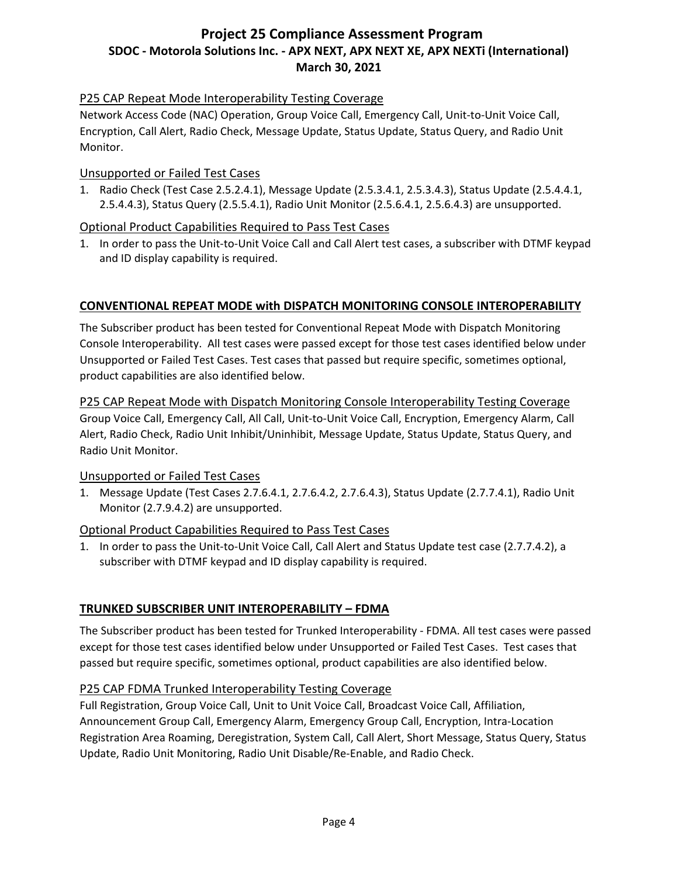### P25 CAP Repeat Mode Interoperability Testing Coverage

Network Access Code (NAC) Operation, Group Voice Call, Emergency Call, Unit-to-Unit Voice Call, Encryption, Call Alert, Radio Check, Message Update, Status Update, Status Query, and Radio Unit Monitor.

### Unsupported or Failed Test Cases

1. Radio Check (Test Case 2.5.2.4.1), Message Update (2.5.3.4.1, 2.5.3.4.3), Status Update (2.5.4.4.1, 2.5.4.4.3), Status Query (2.5.5.4.1), Radio Unit Monitor (2.5.6.4.1, 2.5.6.4.3) are unsupported.

### Optional Product Capabilities Required to Pass Test Cases

1. In order to pass the Unit-to-Unit Voice Call and Call Alert test cases, a subscriber with DTMF keypad and ID display capability is required.

## CONVENTIONAL REPEAT MODE with DISPATCH MONITORING CONSOLE INTEROPERABILITY

The Subscriber product has been tested for Conventional Repeat Mode with Dispatch Monitoring Console Interoperability. All test cases were passed except for those test cases identified below under Unsupported or Failed Test Cases. Test cases that passed but require specific, sometimes optional, product capabilities are also identified below.

### P25 CAP Repeat Mode with Dispatch Monitoring Console Interoperability Testing Coverage

Group Voice Call, Emergency Call, All Call, Unit-to-Unit Voice Call, Encryption, Emergency Alarm, Call Alert, Radio Check, Radio Unit Inhibit/Uninhibit, Message Update, Status Update, Status Query, and Radio Unit Monitor.

### Unsupported or Failed Test Cases

1. Message Update (Test Cases 2.7.6.4.1, 2.7.6.4.2, 2.7.6.4.3), Status Update (2.7.7.4.1), Radio Unit Monitor (2.7.9.4.2) are unsupported.

### Optional Product Capabilities Required to Pass Test Cases

1. In order to pass the Unit-to-Unit Voice Call, Call Alert and Status Update test case (2.7.7.4.2), a subscriber with DTMF keypad and ID display capability is required.

## TRUNKED SUBSCRIBER UNIT INTEROPERABILITY – FDMA

The Subscriber product has been tested for Trunked Interoperability - FDMA. All test cases were passed except for those test cases identified below under Unsupported or Failed Test Cases. Test cases that passed but require specific, sometimes optional, product capabilities are also identified below.

### P25 CAP FDMA Trunked Interoperability Testing Coverage

Full Registration, Group Voice Call, Unit to Unit Voice Call, Broadcast Voice Call, Affiliation, Announcement Group Call, Emergency Alarm, Emergency Group Call, Encryption, Intra-Location Registration Area Roaming, Deregistration, System Call, Call Alert, Short Message, Status Query, Status Update, Radio Unit Monitoring, Radio Unit Disable/Re-Enable, and Radio Check.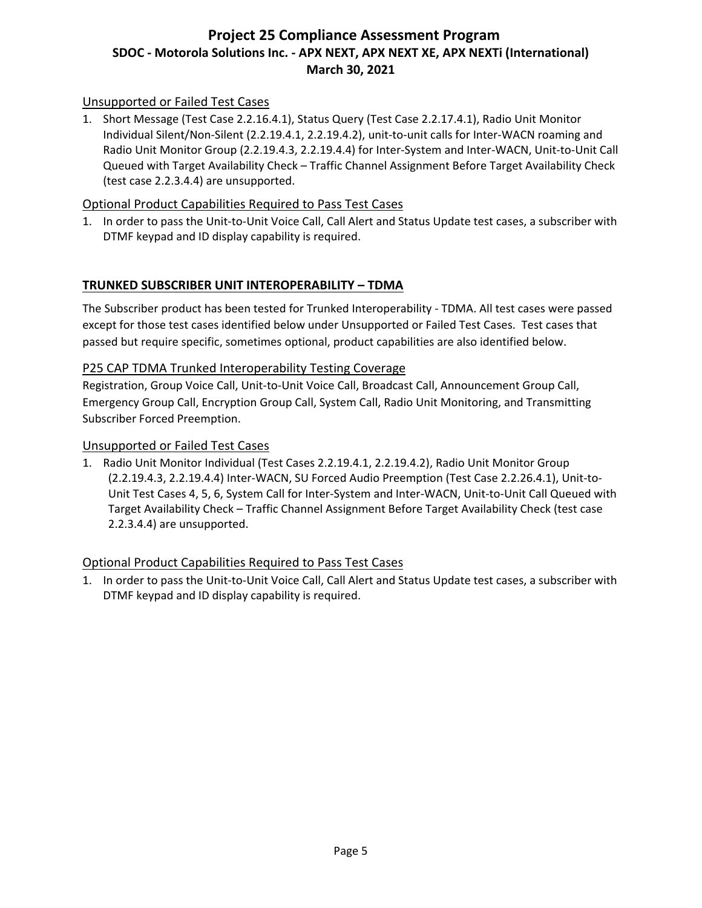### Unsupported or Failed Test Cases

1. Short Message (Test Case 2.2.16.4.1), Status Query (Test Case 2.2.17.4.1), Radio Unit Monitor Individual Silent/Non-Silent (2.2.19.4.1, 2.2.19.4.2), unit-to-unit calls for Inter-WACN roaming and Radio Unit Monitor Group (2.2.19.4.3, 2.2.19.4.4) for Inter-System and Inter-WACN, Unit-to-Unit Call Queued with Target Availability Check – Traffic Channel Assignment Before Target Availability Check (test case 2.2.3.4.4) are unsupported.

### Optional Product Capabilities Required to Pass Test Cases

1. In order to pass the Unit-to-Unit Voice Call, Call Alert and Status Update test cases, a subscriber with DTMF keypad and ID display capability is required.

## TRUNKED SUBSCRIBER UNIT INTEROPERABILITY – TDMA

The Subscriber product has been tested for Trunked Interoperability - TDMA. All test cases were passed except for those test cases identified below under Unsupported or Failed Test Cases. Test cases that passed but require specific, sometimes optional, product capabilities are also identified below.

### P25 CAP TDMA Trunked Interoperability Testing Coverage

Registration, Group Voice Call, Unit-to-Unit Voice Call, Broadcast Call, Announcement Group Call, Emergency Group Call, Encryption Group Call, System Call, Radio Unit Monitoring, and Transmitting Subscriber Forced Preemption.

### Unsupported or Failed Test Cases

1. Radio Unit Monitor Individual (Test Cases 2.2.19.4.1, 2.2.19.4.2), Radio Unit Monitor Group (2.2.19.4.3, 2.2.19.4.4) Inter-WACN, SU Forced Audio Preemption (Test Case 2.2.26.4.1), Unit-to-Unit Test Cases 4, 5, 6, System Call for Inter-System and Inter-WACN, Unit-to-Unit Call Queued with Target Availability Check – Traffic Channel Assignment Before Target Availability Check (test case 2.2.3.4.4) are unsupported.

### Optional Product Capabilities Required to Pass Test Cases

1. In order to pass the Unit-to-Unit Voice Call, Call Alert and Status Update test cases, a subscriber with DTMF keypad and ID display capability is required.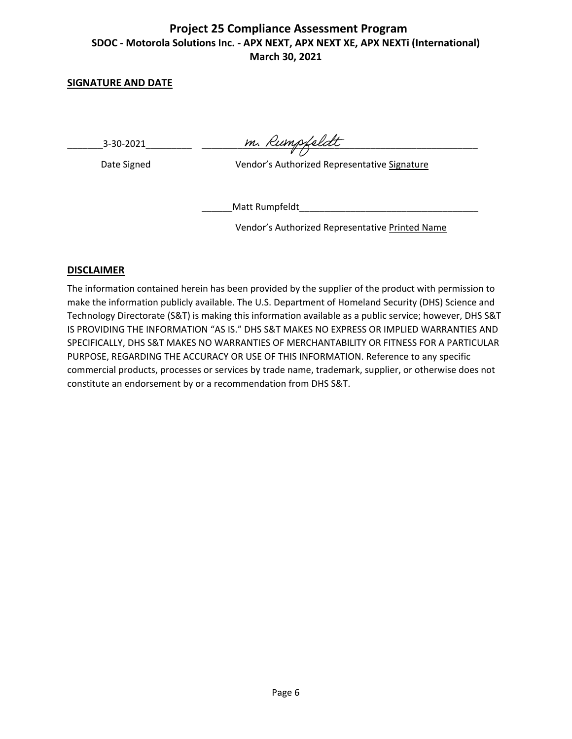## SIGNATURE AND DATE

_______3-30-2021_________ _________m. Rumpfeldt_________________________

Date Signed Vendor's Authorized Representative Signature

______Matt Rumpfeldt__________________________________

Vendor's Authorized Representative Printed Name

## DISCLAIMER

The information contained herein has been provided by the supplier of the product with permission to make the information publicly available. The U.S. Department of Homeland Security (DHS) Science and Technology Directorate (S&T) is making this information available as a public service; however, DHS S&T IS PROVIDING THE INFORMATION "AS IS." DHS S&T MAKES NO EXPRESS OR IMPLIED WARRANTIES AND SPECIFICALLY, DHS S&T MAKES NO WARRANTIES OF MERCHANTABILITY OR FITNESS FOR A PARTICULAR PURPOSE, REGARDING THE ACCURACY OR USE OF THIS INFORMATION. Reference to any specific commercial products, processes or services by trade name, trademark, supplier, or otherwise does not constitute an endorsement by or a recommendation from DHS S&T.